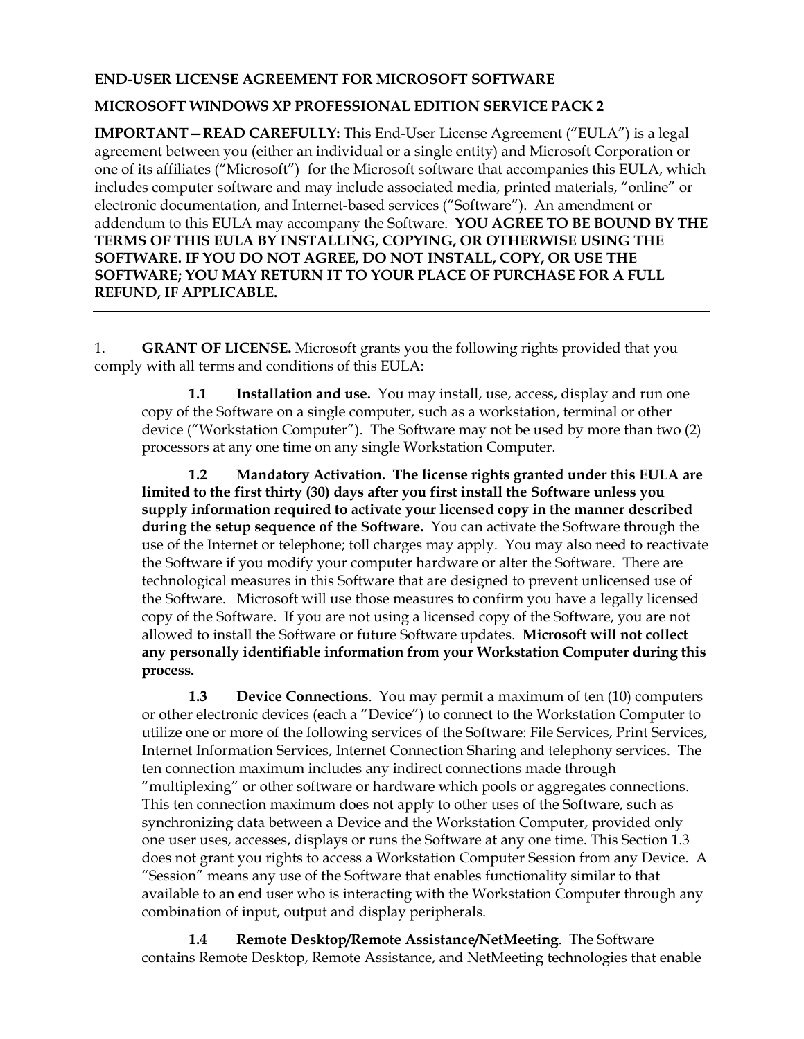**END-USER LICENSE AGREEMENT FOR MICROSOFT SOFTWARE**

**MICROSOFT WINDOWS XP PROFESSIONAL EDITION SERVICE PACK 2**

**IMPORTANT—READ CAREFULLY:** This End-User License Agreement ("EULA") is a legal agreement between you (either an individual or a single entity) and Microsoft Corporation or one of its affiliates ("Microsoft") for the Microsoft software that accompanies this EULA, which includes computer software and may include associated media, printed materials, "online" or electronic documentation, and Internet-based services ("Software"). An amendment or addendum to this EULA may accompany the Software. **YOU AGREE TO BE BOUND BY THE TERMS OF THIS EULA BY INSTALLING, COPYING, OR OTHERWISE USING THE SOFTWARE. IF YOU DO NOT AGREE, DO NOT INSTALL, COPY, OR USE THE SOFTWARE; YOU MAY RETURN IT TO YOUR PLACE OF PURCHASE FOR A FULL REFUND, IF APPLICABLE.**

---

1. **GRANT OF LICENSE.** Microsoft grants you the following rights provided that you comply with all terms and conditions of this EULA:

**1.1 Installation and use.** You may install, use, access, display and run one copy of the Software on a single computer, such as a workstation, terminal or other device ("Workstation Computer"). The Software may not be used by more than two (2) processors at any one time on any single Workstation Computer.

**1.2 Mandatory Activation. The license rights granted under this EULA are limited to the first thirty (30) days after you first install the Software unless you supply information required to activate your licensed copy in the manner described during the setup sequence of the Software.** You can activate the Software through the use of the Internet or telephone; toll charges may apply. You may also need to reactivate the Software if you modify your computer hardware or alter the Software. There are technological measures in this Software that are designed to prevent unlicensed use of the Software. Microsoft will use those measures to confirm you have a legally licensed copy of the Software. If you are not using a licensed copy of the Software, you are not allowed to install the Software or future Software updates. **Microsoft will not collect any personally identifiable information from your Workstation Computer during this process.**

**1.3 Device Connections**. You may permit a maximum of ten (10) computers or other electronic devices (each a "Device") to connect to the Workstation Computer to utilize one or more of the following services of the Software: File Services, Print Services, Internet Information Services, Internet Connection Sharing and telephony services. The ten connection maximum includes any indirect connections made through "multiplexing" or other software or hardware which pools or aggregates connections. This ten connection maximum does not apply to other uses of the Software, such as synchronizing data between a Device and the Workstation Computer, provided only one user uses, accesses, displays or runs the Software at any one time. This Section 1.3 does not grant you rights to access a Workstation Computer Session from any Device. A "Session" means any use of the Software that enables functionality similar to that available to an end user who is interacting with the Workstation Computer through any combination of input, output and display peripherals.

**1.4 Remote Desktop/Remote Assistance/NetMeeting**. The Software contains Remote Desktop, Remote Assistance, and NetMeeting technologies that enable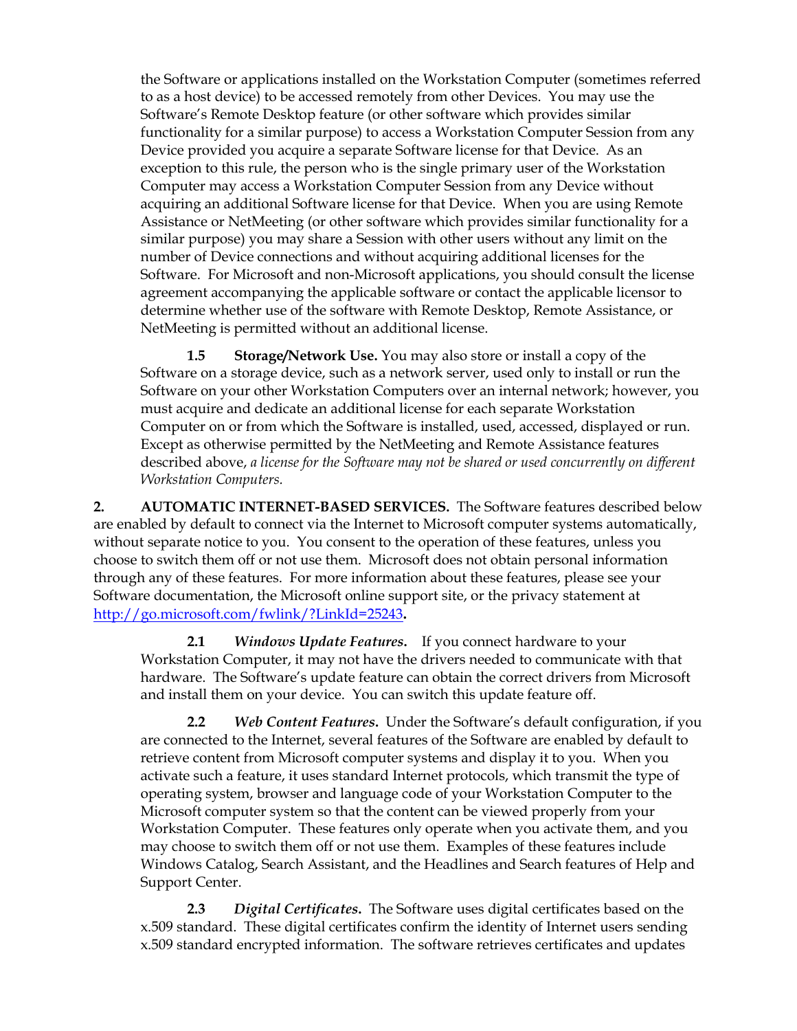the Software or applications installed on the Workstation Computer (sometimes referred to as a host device) to be accessed remotely from other Devices. You may use the Software's Remote Desktop feature (or other software which provides similar functionality for a similar purpose) to access a Workstation Computer Session from any Device provided you acquire a separate Software license for that Device. As an exception to this rule, the person who is the single primary user of the Workstation Computer may access a Workstation Computer Session from any Device without acquiring an additional Software license for that Device. When you are using Remote Assistance or NetMeeting (or other software which provides similar functionality for a similar purpose) you may share a Session with other users without any limit on the number of Device connections and without acquiring additional licenses for the Software. For Microsoft and non-Microsoft applications, you should consult the license agreement accompanying the applicable software or contact the applicable licensor to determine whether use of the software with Remote Desktop, Remote Assistance, or NetMeeting is permitted without an additional license.

**1.5 Storage/Network Use.** You may also store or install a copy of the Software on a storage device, such as a network server, used only to install or run the Software on your other Workstation Computers over an internal network; however, you must acquire and dedicate an additional license for each separate Workstation Computer on or from which the Software is installed, used, accessed, displayed or run. Except as otherwise permitted by the NetMeeting and Remote Assistance features described above, *a license for the Software may not be shared or used concurrently on different Workstation Computers.*

**2. AUTOMATIC INTERNET-BASED SERVICES.** The Software features described below are enabled by default to connect via the Internet to Microsoft computer systems automatically, without separate notice to you. You consent to the operation of these features, unless you choose to switch them off or not use them. Microsoft does not obtain personal information through any of these features. For more information about these features, please see your Software documentation, the Microsoft online support site, or the privacy statement at http://go.microsoft.com/fwlink/?LinkId=25243**.**

**2.1** ***Windows Update Features*****.** If you connect hardware to your Workstation Computer, it may not have the drivers needed to communicate with that hardware. The Software's update feature can obtain the correct drivers from Microsoft and install them on your device. You can switch this update feature off.

**2.2** ***Web Content Features*****.** Under the Software's default configuration, if you are connected to the Internet, several features of the Software are enabled by default to retrieve content from Microsoft computer systems and display it to you. When you activate such a feature, it uses standard Internet protocols, which transmit the type of operating system, browser and language code of your Workstation Computer to the Microsoft computer system so that the content can be viewed properly from your Workstation Computer. These features only operate when you activate them, and you may choose to switch them off or not use them. Examples of these features include Windows Catalog, Search Assistant, and the Headlines and Search features of Help and Support Center.

**2.3** ***Digital Certificates*****.** The Software uses digital certificates based on the x.509 standard. These digital certificates confirm the identity of Internet users sending x.509 standard encrypted information. The software retrieves certificates and updates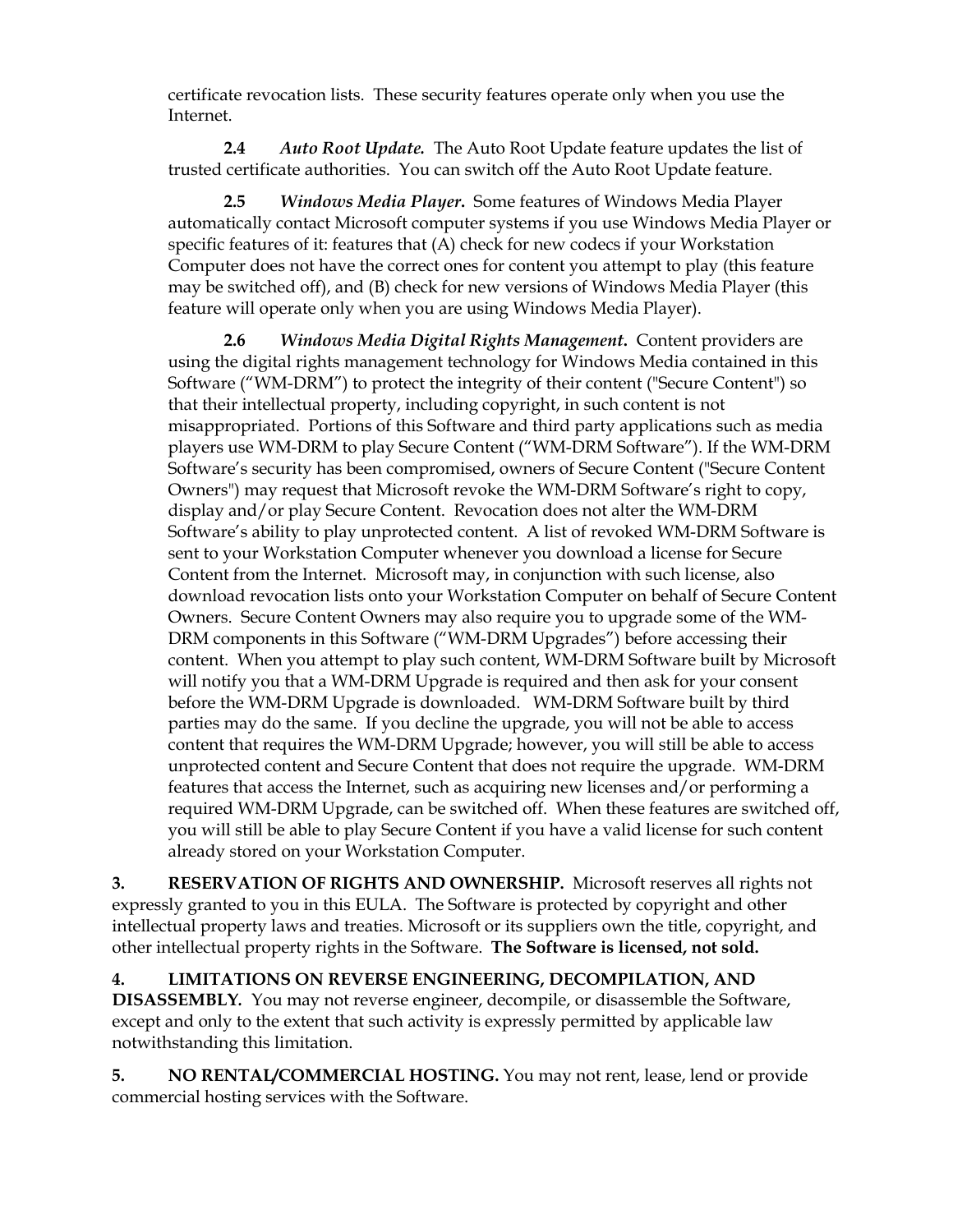certificate revocation lists. These security features operate only when you use the Internet.

**2.4** ***Auto Root Update.*** The Auto Root Update feature updates the list of trusted certificate authorities. You can switch off the Auto Root Update feature.

**2.5** ***Windows Media Player.*** Some features of Windows Media Player automatically contact Microsoft computer systems if you use Windows Media Player or specific features of it: features that (A) check for new codecs if your Workstation Computer does not have the correct ones for content you attempt to play (this feature may be switched off), and (B) check for new versions of Windows Media Player (this feature will operate only when you are using Windows Media Player).

**2.6** ***Windows Media Digital Rights Management.*** Content providers are using the digital rights management technology for Windows Media contained in this Software ("WM-DRM") to protect the integrity of their content ("Secure Content") so that their intellectual property, including copyright, in such content is not misappropriated. Portions of this Software and third party applications such as media players use WM-DRM to play Secure Content ("WM-DRM Software"). If the WM-DRM Software's security has been compromised, owners of Secure Content ("Secure Content Owners") may request that Microsoft revoke the WM-DRM Software's right to copy, display and/or play Secure Content. Revocation does not alter the WM-DRM Software's ability to play unprotected content. A list of revoked WM-DRM Software is sent to your Workstation Computer whenever you download a license for Secure Content from the Internet. Microsoft may, in conjunction with such license, also download revocation lists onto your Workstation Computer on behalf of Secure Content Owners. Secure Content Owners may also require you to upgrade some of the WM-DRM components in this Software ("WM-DRM Upgrades") before accessing their content. When you attempt to play such content, WM-DRM Software built by Microsoft will notify you that a WM-DRM Upgrade is required and then ask for your consent before the WM-DRM Upgrade is downloaded. WM-DRM Software built by third parties may do the same. If you decline the upgrade, you will not be able to access content that requires the WM-DRM Upgrade; however, you will still be able to access unprotected content and Secure Content that does not require the upgrade. WM-DRM features that access the Internet, such as acquiring new licenses and/or performing a required WM-DRM Upgrade, can be switched off. When these features are switched off, you will still be able to play Secure Content if you have a valid license for such content already stored on your Workstation Computer.

**3. RESERVATION OF RIGHTS AND OWNERSHIP.** Microsoft reserves all rights not expressly granted to you in this EULA. The Software is protected by copyright and other intellectual property laws and treaties. Microsoft or its suppliers own the title, copyright, and other intellectual property rights in the Software. **The Software is licensed, not sold.**

**4. LIMITATIONS ON REVERSE ENGINEERING, DECOMPILATION, AND DISASSEMBLY.** You may not reverse engineer, decompile, or disassemble the Software, except and only to the extent that such activity is expressly permitted by applicable law notwithstanding this limitation.

**5. NO RENTAL/COMMERCIAL HOSTING.** You may not rent, lease, lend or provide commercial hosting services with the Software.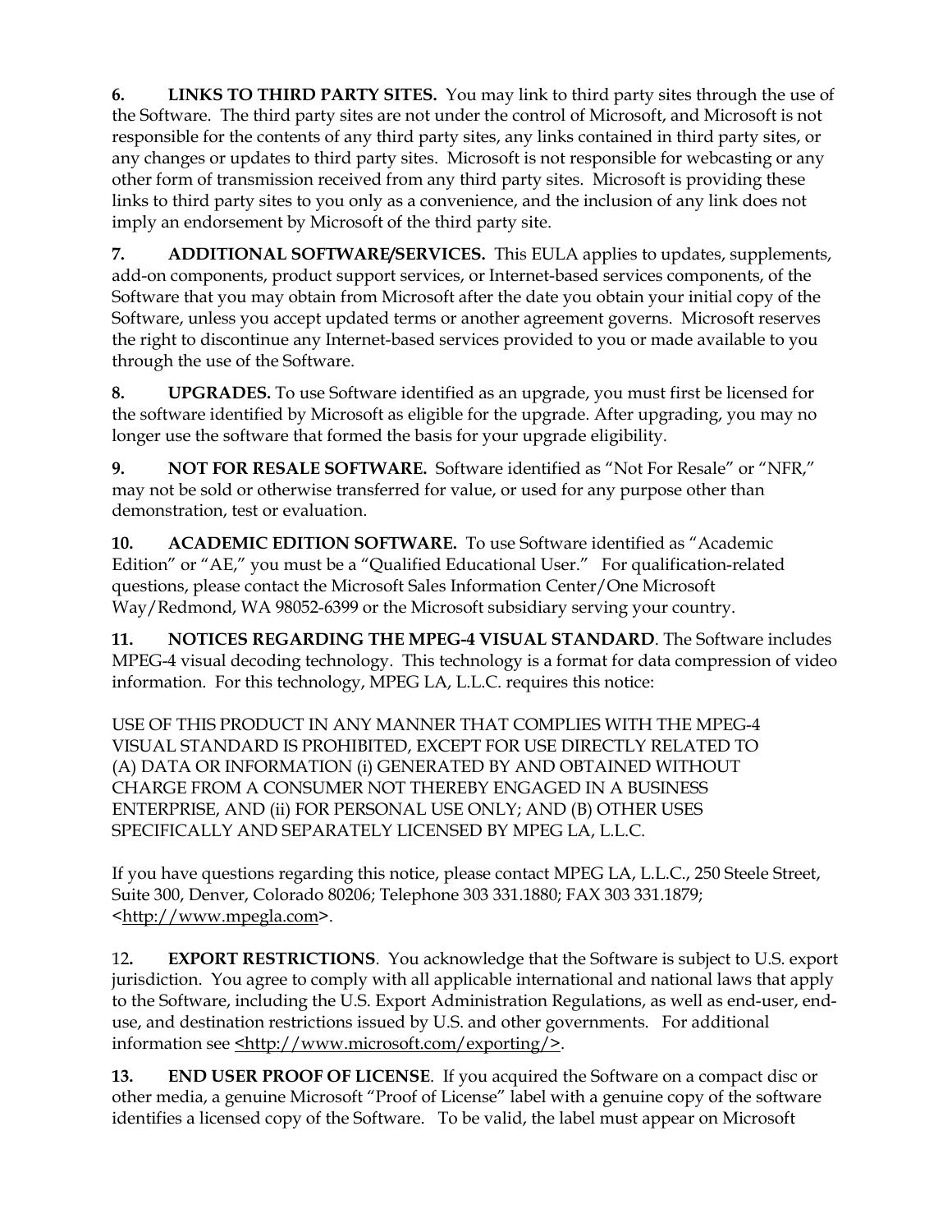**6. LINKS TO THIRD PARTY SITES.** You may link to third party sites through the use of the Software. The third party sites are not under the control of Microsoft, and Microsoft is not responsible for the contents of any third party sites, any links contained in third party sites, or any changes or updates to third party sites. Microsoft is not responsible for webcasting or any other form of transmission received from any third party sites. Microsoft is providing these links to third party sites to you only as a convenience, and the inclusion of any link does not imply an endorsement by Microsoft of the third party site.

**7. ADDITIONAL SOFTWARE/SERVICES.** This EULA applies to updates, supplements, add-on components, product support services, or Internet-based services components, of the Software that you may obtain from Microsoft after the date you obtain your initial copy of the Software, unless you accept updated terms or another agreement governs. Microsoft reserves the right to discontinue any Internet-based services provided to you or made available to you through the use of the Software.

**8. UPGRADES.** To use Software identified as an upgrade, you must first be licensed for the software identified by Microsoft as eligible for the upgrade. After upgrading, you may no longer use the software that formed the basis for your upgrade eligibility.

**9. NOT FOR RESALE SOFTWARE.** Software identified as "Not For Resale" or "NFR," may not be sold or otherwise transferred for value, or used for any purpose other than demonstration, test or evaluation.

**10. ACADEMIC EDITION SOFTWARE.** To use Software identified as "Academic Edition" or "AE," you must be a "Qualified Educational User." For qualification-related questions, please contact the Microsoft Sales Information Center/One Microsoft Way/Redmond, WA 98052-6399 or the Microsoft subsidiary serving your country.

**11. NOTICES REGARDING THE MPEG-4 VISUAL STANDARD**. The Software includes MPEG-4 visual decoding technology. This technology is a format for data compression of video information. For this technology, MPEG LA, L.L.C. requires this notice:

USE OF THIS PRODUCT IN ANY MANNER THAT COMPLIES WITH THE MPEG-4 VISUAL STANDARD IS PROHIBITED, EXCEPT FOR USE DIRECTLY RELATED TO (A) DATA OR INFORMATION (i) GENERATED BY AND OBTAINED WITHOUT CHARGE FROM A CONSUMER NOT THEREBY ENGAGED IN A BUSINESS ENTERPRISE, AND (ii) FOR PERSONAL USE ONLY; AND (B) OTHER USES SPECIFICALLY AND SEPARATELY LICENSED BY MPEG LA, L.L.C.

If you have questions regarding this notice, please contact MPEG LA, L.L.C., 250 Steele Street, Suite 300, Denver, Colorado 80206; Telephone 303 331.1880; FAX 303 331.1879; <http://www.mpegla.com>.

**12. EXPORT RESTRICTIONS**. You acknowledge that the Software is subject to U.S. export jurisdiction. You agree to comply with all applicable international and national laws that apply to the Software, including the U.S. Export Administration Regulations, as well as end-user, end-use, and destination restrictions issued by U.S. and other governments. For additional information see <http://www.microsoft.com/exporting/>.

**13. END USER PROOF OF LICENSE**. If you acquired the Software on a compact disc or other media, a genuine Microsoft "Proof of License" label with a genuine copy of the software identifies a licensed copy of the Software. To be valid, the label must appear on Microsoft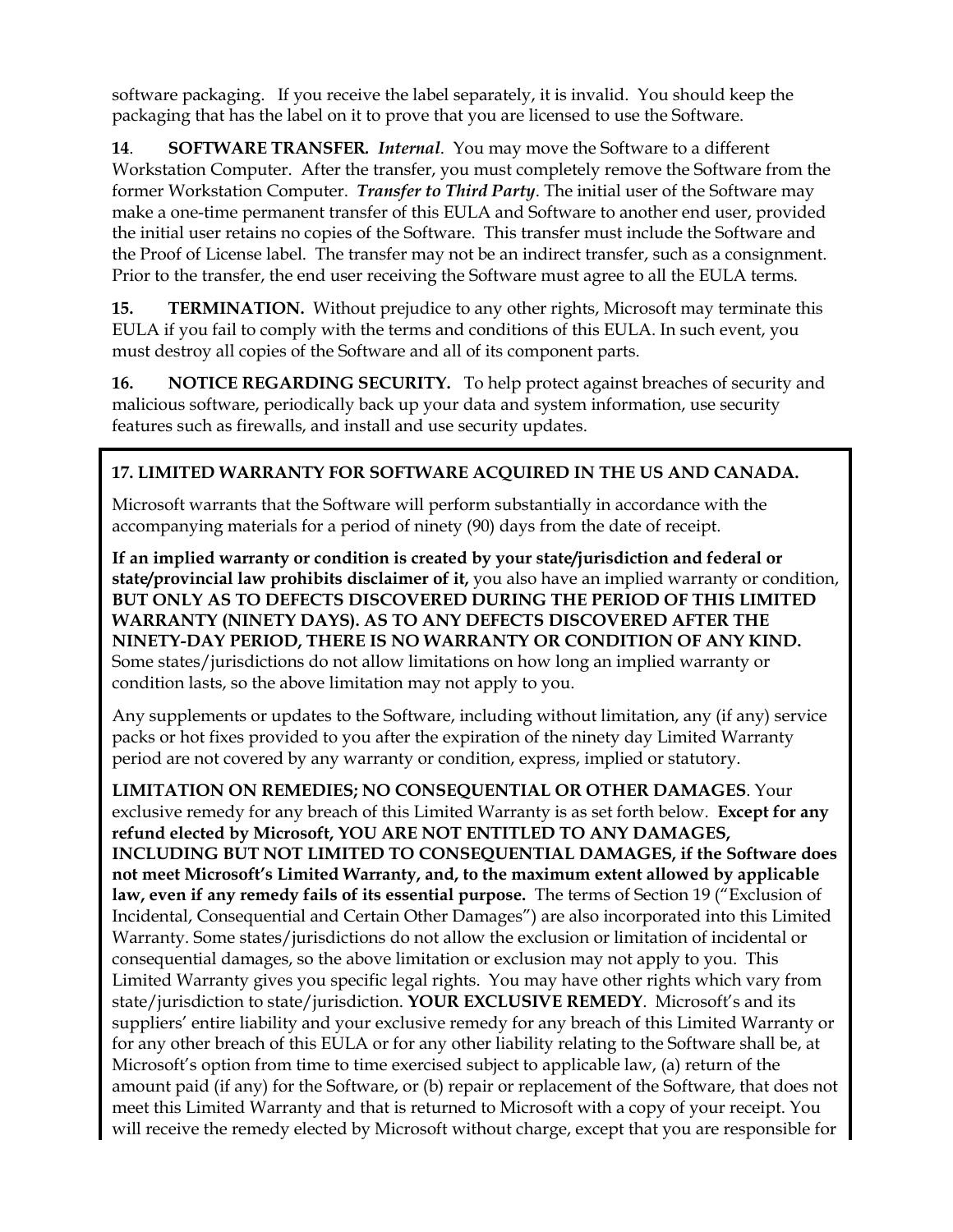software packaging. If you receive the label separately, it is invalid. You should keep the packaging that has the label on it to prove that you are licensed to use the Software.

**14**. **SOFTWARE TRANSFER.** ***Internal***. You may move the Software to a different Workstation Computer. After the transfer, you must completely remove the Software from the former Workstation Computer. ***Transfer to Third Party***. The initial user of the Software may make a one-time permanent transfer of this EULA and Software to another end user, provided the initial user retains no copies of the Software. This transfer must include the Software and the Proof of License label. The transfer may not be an indirect transfer, such as a consignment. Prior to the transfer, the end user receiving the Software must agree to all the EULA terms.

**15.** **TERMINATION.** Without prejudice to any other rights, Microsoft may terminate this EULA if you fail to comply with the terms and conditions of this EULA. In such event, you must destroy all copies of the Software and all of its component parts.

**16.** **NOTICE REGARDING SECURITY.** To help protect against breaches of security and malicious software, periodically back up your data and system information, use security features such as firewalls, and install and use security updates.

**17. LIMITED WARRANTY FOR SOFTWARE ACQUIRED IN THE US AND CANADA.**

Microsoft warrants that the Software will perform substantially in accordance with the accompanying materials for a period of ninety (90) days from the date of receipt.

**If an implied warranty or condition is created by your state/jurisdiction and federal or state/provincial law prohibits disclaimer of it,** you also have an implied warranty or condition, **BUT ONLY AS TO DEFECTS DISCOVERED DURING THE PERIOD OF THIS LIMITED WARRANTY (NINETY DAYS). AS TO ANY DEFECTS DISCOVERED AFTER THE NINETY-DAY PERIOD, THERE IS NO WARRANTY OR CONDITION OF ANY KIND.** Some states/jurisdictions do not allow limitations on how long an implied warranty or condition lasts, so the above limitation may not apply to you.

Any supplements or updates to the Software, including without limitation, any (if any) service packs or hot fixes provided to you after the expiration of the ninety day Limited Warranty period are not covered by any warranty or condition, express, implied or statutory.

**LIMITATION ON REMEDIES; NO CONSEQUENTIAL OR OTHER DAMAGES**. Your exclusive remedy for any breach of this Limited Warranty is as set forth below. **Except for any refund elected by Microsoft, YOU ARE NOT ENTITLED TO ANY DAMAGES, INCLUDING BUT NOT LIMITED TO CONSEQUENTIAL DAMAGES, if the Software does not meet Microsoft's Limited Warranty, and, to the maximum extent allowed by applicable law, even if any remedy fails of its essential purpose.** The terms of Section 19 ("Exclusion of Incidental, Consequential and Certain Other Damages") are also incorporated into this Limited Warranty. Some states/jurisdictions do not allow the exclusion or limitation of incidental or consequential damages, so the above limitation or exclusion may not apply to you. This Limited Warranty gives you specific legal rights. You may have other rights which vary from state/jurisdiction to state/jurisdiction. **YOUR EXCLUSIVE REMEDY**. Microsoft's and its suppliers' entire liability and your exclusive remedy for any breach of this Limited Warranty or for any other breach of this EULA or for any other liability relating to the Software shall be, at Microsoft's option from time to time exercised subject to applicable law, (a) return of the amount paid (if any) for the Software, or (b) repair or replacement of the Software, that does not meet this Limited Warranty and that is returned to Microsoft with a copy of your receipt. You will receive the remedy elected by Microsoft without charge, except that you are responsible for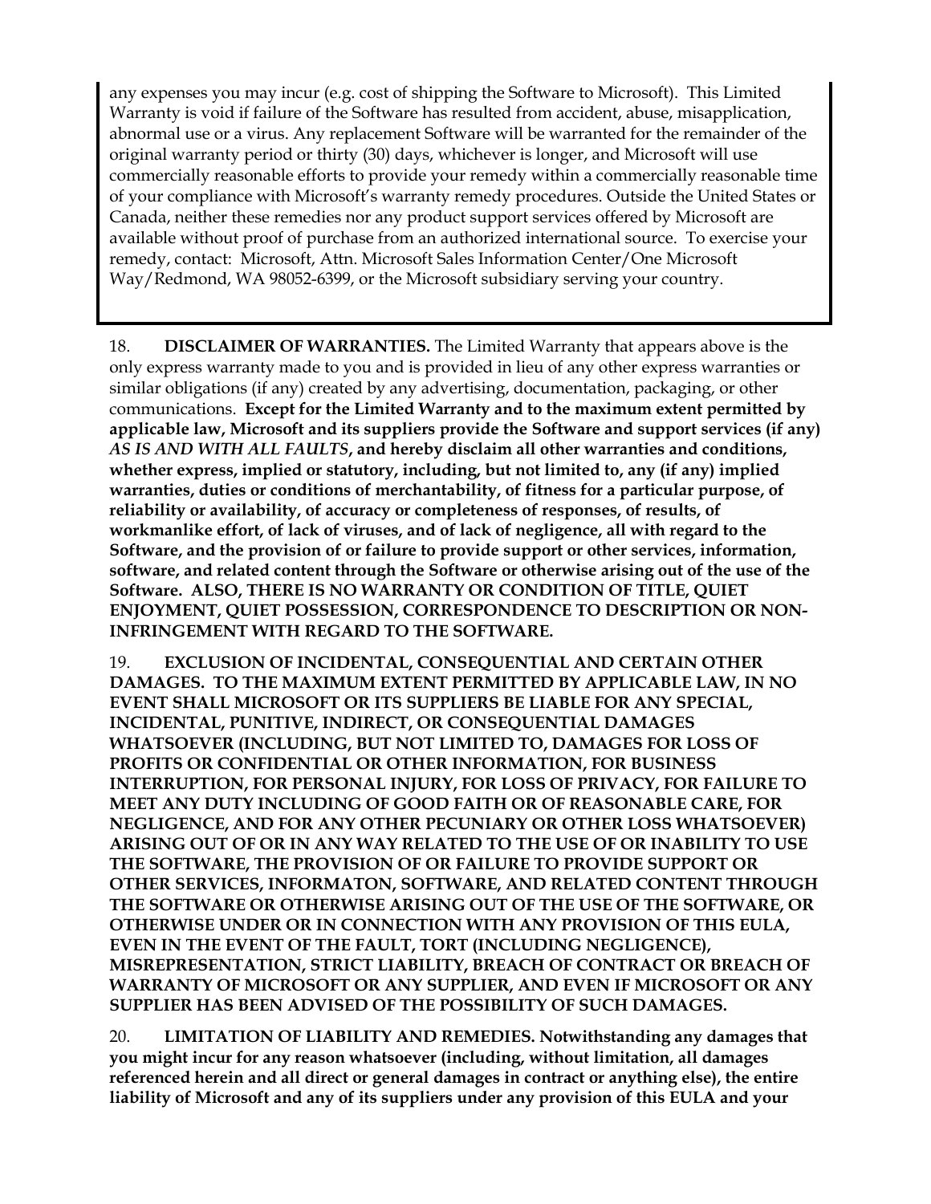any expenses you may incur (e.g. cost of shipping the Software to Microsoft). This Limited Warranty is void if failure of the Software has resulted from accident, abuse, misapplication, abnormal use or a virus. Any replacement Software will be warranted for the remainder of the original warranty period or thirty (30) days, whichever is longer, and Microsoft will use commercially reasonable efforts to provide your remedy within a commercially reasonable time of your compliance with Microsoft's warranty remedy procedures. Outside the United States or Canada, neither these remedies nor any product support services offered by Microsoft are available without proof of purchase from an authorized international source. To exercise your remedy, contact: Microsoft, Attn. Microsoft Sales Information Center/One Microsoft Way/Redmond, WA 98052-6399, or the Microsoft subsidiary serving your country.

18. **DISCLAIMER OF WARRANTIES.** The Limited Warranty that appears above is the only express warranty made to you and is provided in lieu of any other express warranties or similar obligations (if any) created by any advertising, documentation, packaging, or other communications. **Except for the Limited Warranty and to the maximum extent permitted by applicable law, Microsoft and its suppliers provide the Software and support services (if any)** ***AS IS AND WITH ALL FAULTS*****, and hereby disclaim all other warranties and conditions, whether express, implied or statutory, including, but not limited to, any (if any) implied warranties, duties or conditions of merchantability, of fitness for a particular purpose, of reliability or availability, of accuracy or completeness of responses, of results, of workmanlike effort, of lack of viruses, and of lack of negligence, all with regard to the Software, and the provision of or failure to provide support or other services, information, software, and related content through the Software or otherwise arising out of the use of the Software. ALSO, THERE IS NO WARRANTY OR CONDITION OF TITLE, QUIET ENJOYMENT, QUIET POSSESSION, CORRESPONDENCE TO DESCRIPTION OR NON-INFRINGEMENT WITH REGARD TO THE SOFTWARE.**

19. **EXCLUSION OF INCIDENTAL, CONSEQUENTIAL AND CERTAIN OTHER DAMAGES. TO THE MAXIMUM EXTENT PERMITTED BY APPLICABLE LAW, IN NO EVENT SHALL MICROSOFT OR ITS SUPPLIERS BE LIABLE FOR ANY SPECIAL, INCIDENTAL, PUNITIVE, INDIRECT, OR CONSEQUENTIAL DAMAGES WHATSOEVER (INCLUDING, BUT NOT LIMITED TO, DAMAGES FOR LOSS OF PROFITS OR CONFIDENTIAL OR OTHER INFORMATION, FOR BUSINESS INTERRUPTION, FOR PERSONAL INJURY, FOR LOSS OF PRIVACY, FOR FAILURE TO MEET ANY DUTY INCLUDING OF GOOD FAITH OR OF REASONABLE CARE, FOR NEGLIGENCE, AND FOR ANY OTHER PECUNIARY OR OTHER LOSS WHATSOEVER) ARISING OUT OF OR IN ANY WAY RELATED TO THE USE OF OR INABILITY TO USE THE SOFTWARE, THE PROVISION OF OR FAILURE TO PROVIDE SUPPORT OR OTHER SERVICES, INFORMATON, SOFTWARE, AND RELATED CONTENT THROUGH THE SOFTWARE OR OTHERWISE ARISING OUT OF THE USE OF THE SOFTWARE, OR OTHERWISE UNDER OR IN CONNECTION WITH ANY PROVISION OF THIS EULA, EVEN IN THE EVENT OF THE FAULT, TORT (INCLUDING NEGLIGENCE), MISREPRESENTATION, STRICT LIABILITY, BREACH OF CONTRACT OR BREACH OF WARRANTY OF MICROSOFT OR ANY SUPPLIER, AND EVEN IF MICROSOFT OR ANY SUPPLIER HAS BEEN ADVISED OF THE POSSIBILITY OF SUCH DAMAGES.**

20. **LIMITATION OF LIABILITY AND REMEDIES. Notwithstanding any damages that you might incur for any reason whatsoever (including, without limitation, all damages referenced herein and all direct or general damages in contract or anything else), the entire liability of Microsoft and any of its suppliers under any provision of this EULA and your**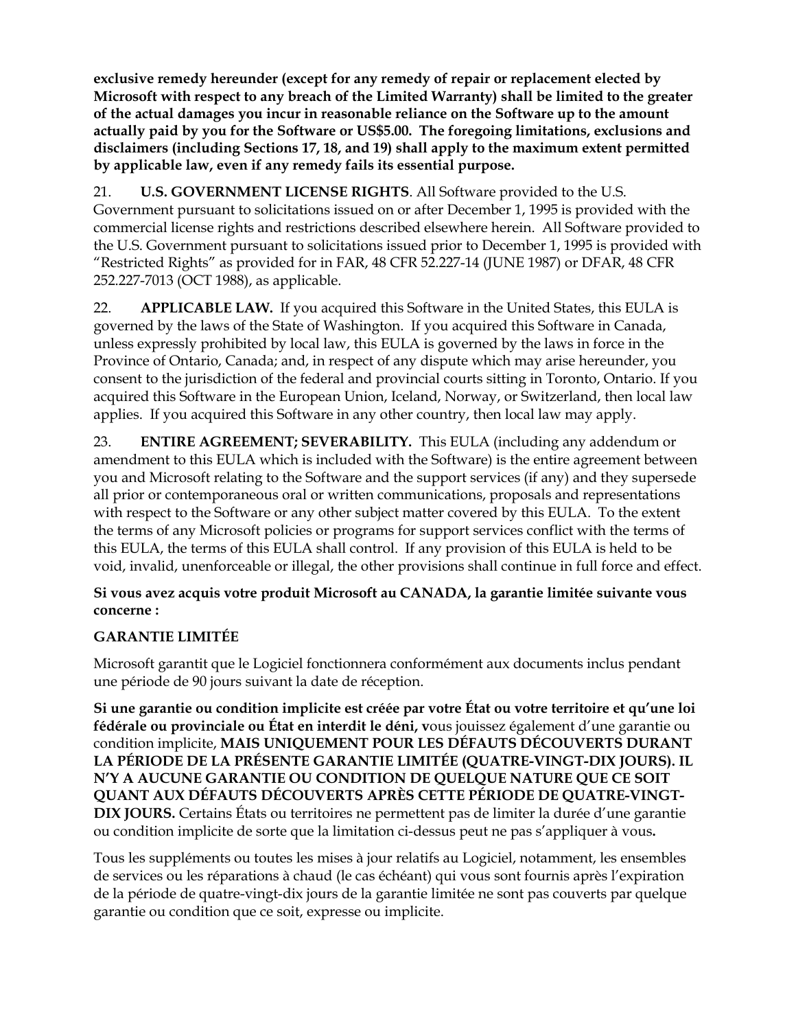**exclusive remedy hereunder (except for any remedy of repair or replacement elected by Microsoft with respect to any breach of the Limited Warranty) shall be limited to the greater of the actual damages you incur in reasonable reliance on the Software up to the amount actually paid by you for the Software or US$5.00. The foregoing limitations, exclusions and disclaimers (including Sections 17, 18, and 19) shall apply to the maximum extent permitted by applicable law, even if any remedy fails its essential purpose.**

21. **U.S. GOVERNMENT LICENSE RIGHTS**. All Software provided to the U.S. Government pursuant to solicitations issued on or after December 1, 1995 is provided with the commercial license rights and restrictions described elsewhere herein. All Software provided to the U.S. Government pursuant to solicitations issued prior to December 1, 1995 is provided with "Restricted Rights" as provided for in FAR, 48 CFR 52.227-14 (JUNE 1987) or DFAR, 48 CFR 252.227-7013 (OCT 1988), as applicable.

22. **APPLICABLE LAW.** If you acquired this Software in the United States, this EULA is governed by the laws of the State of Washington. If you acquired this Software in Canada, unless expressly prohibited by local law, this EULA is governed by the laws in force in the Province of Ontario, Canada; and, in respect of any dispute which may arise hereunder, you consent to the jurisdiction of the federal and provincial courts sitting in Toronto, Ontario. If you acquired this Software in the European Union, Iceland, Norway, or Switzerland, then local law applies. If you acquired this Software in any other country, then local law may apply.

23. **ENTIRE AGREEMENT; SEVERABILITY.** This EULA (including any addendum or amendment to this EULA which is included with the Software) is the entire agreement between you and Microsoft relating to the Software and the support services (if any) and they supersede all prior or contemporaneous oral or written communications, proposals and representations with respect to the Software or any other subject matter covered by this EULA. To the extent the terms of any Microsoft policies or programs for support services conflict with the terms of this EULA, the terms of this EULA shall control. If any provision of this EULA is held to be void, invalid, unenforceable or illegal, the other provisions shall continue in full force and effect.

**Si vous avez acquis votre produit Microsoft au CANADA, la garantie limitée suivante vous concerne :**

**GARANTIE LIMITÉE**

Microsoft garantit que le Logiciel fonctionnera conformément aux documents inclus pendant une période de 90 jours suivant la date de réception.

**Si une garantie ou condition implicite est créée par votre État ou votre territoire et qu'une loi fédérale ou provinciale ou État en interdit le déni, v**ous jouissez également d'une garantie ou condition implicite, **MAIS UNIQUEMENT POUR LES DÉFAUTS DÉCOUVERTS DURANT LA PÉRIODE DE LA PRÉSENTE GARANTIE LIMITÉE (QUATRE-VINGT-DIX JOURS). IL N'Y A AUCUNE GARANTIE OU CONDITION DE QUELQUE NATURE QUE CE SOIT QUANT AUX DÉFAUTS DÉCOUVERTS APRÈS CETTE PÉRIODE DE QUATRE-VINGT-DIX JOURS.** Certains États ou territoires ne permettent pas de limiter la durée d'une garantie ou condition implicite de sorte que la limitation ci-dessus peut ne pas s'appliquer à vous**.**

Tous les suppléments ou toutes les mises à jour relatifs au Logiciel, notamment, les ensembles de services ou les réparations à chaud (le cas échéant) qui vous sont fournis après l'expiration de la période de quatre-vingt-dix jours de la garantie limitée ne sont pas couverts par quelque garantie ou condition que ce soit, expresse ou implicite.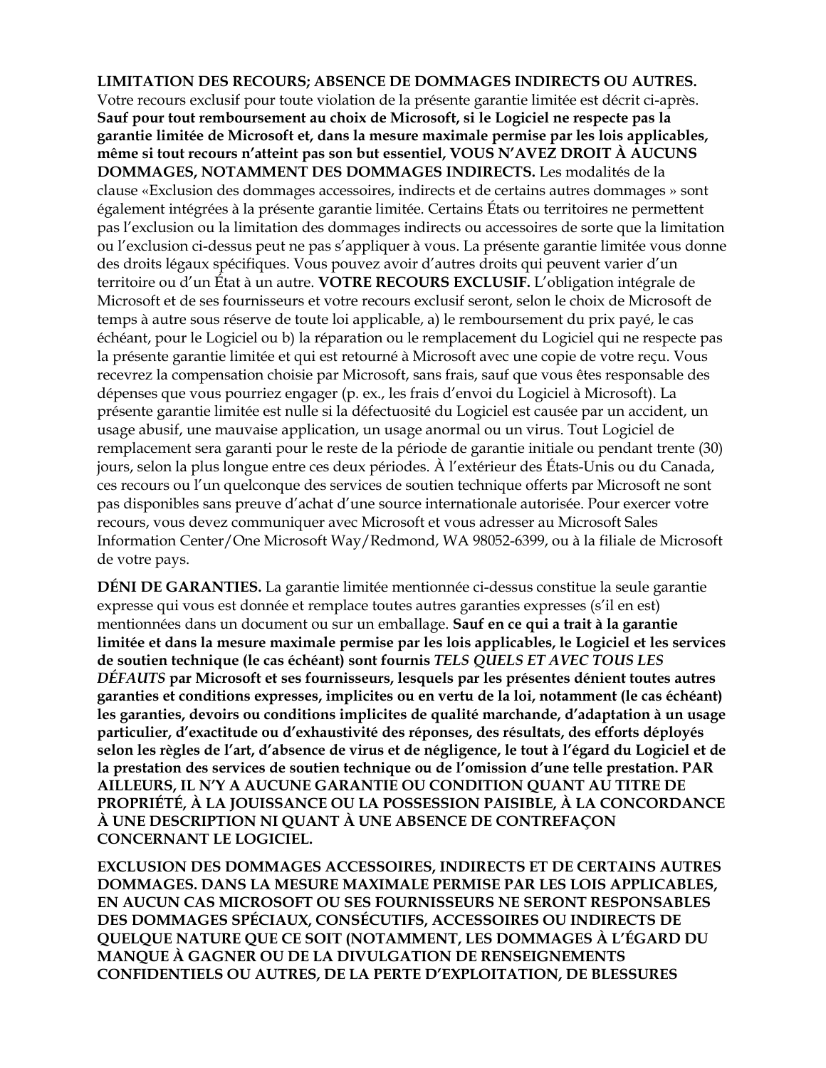**LIMITATION DES RECOURS; ABSENCE DE DOMMAGES INDIRECTS OU AUTRES.** Votre recours exclusif pour toute violation de la présente garantie limitée est décrit ci-après. **Sauf pour tout remboursement au choix de Microsoft, si le Logiciel ne respecte pas la garantie limitée de Microsoft et, dans la mesure maximale permise par les lois applicables, même si tout recours n'atteint pas son but essentiel, VOUS N'AVEZ DROIT À AUCUNS DOMMAGES, NOTAMMENT DES DOMMAGES INDIRECTS.** Les modalités de la clause «Exclusion des dommages accessoires, indirects et de certains autres dommages » sont également intégrées à la présente garantie limitée. Certains États ou territoires ne permettent pas l'exclusion ou la limitation des dommages indirects ou accessoires de sorte que la limitation ou l'exclusion ci-dessus peut ne pas s'appliquer à vous. La présente garantie limitée vous donne des droits légaux spécifiques. Vous pouvez avoir d'autres droits qui peuvent varier d'un territoire ou d'un État à un autre. **VOTRE RECOURS EXCLUSIF.** L'obligation intégrale de Microsoft et de ses fournisseurs et votre recours exclusif seront, selon le choix de Microsoft de temps à autre sous réserve de toute loi applicable, a) le remboursement du prix payé, le cas échéant, pour le Logiciel ou b) la réparation ou le remplacement du Logiciel qui ne respecte pas la présente garantie limitée et qui est retourné à Microsoft avec une copie de votre reçu. Vous recevrez la compensation choisie par Microsoft, sans frais, sauf que vous êtes responsable des dépenses que vous pourriez engager (p. ex., les frais d'envoi du Logiciel à Microsoft). La présente garantie limitée est nulle si la défectuosité du Logiciel est causée par un accident, un usage abusif, une mauvaise application, un usage anormal ou un virus. Tout Logiciel de remplacement sera garanti pour le reste de la période de garantie initiale ou pendant trente (30) jours, selon la plus longue entre ces deux périodes. À l'extérieur des États-Unis ou du Canada, ces recours ou l'un quelconque des services de soutien technique offerts par Microsoft ne sont pas disponibles sans preuve d'achat d'une source internationale autorisée. Pour exercer votre recours, vous devez communiquer avec Microsoft et vous adresser au Microsoft Sales Information Center/One Microsoft Way/Redmond, WA 98052-6399, ou à la filiale de Microsoft de votre pays.

**DÉNI DE GARANTIES.** La garantie limitée mentionnée ci-dessus constitue la seule garantie expresse qui vous est donnée et remplace toutes autres garanties expresses (s'il en est) mentionnées dans un document ou sur un emballage. **Sauf en ce qui a trait à la garantie limitée et dans la mesure maximale permise par les lois applicables, le Logiciel et les services de soutien technique (le cas échéant) sont fournis *TELS QUELS ET AVEC TOUS LES DÉFAUTS* par Microsoft et ses fournisseurs, lesquels par les présentes dénient toutes autres garanties et conditions expresses, implicites ou en vertu de la loi, notamment (le cas échéant) les garanties, devoirs ou conditions implicites de qualité marchande, d'adaptation à un usage particulier, d'exactitude ou d'exhaustivité des réponses, des résultats, des efforts déployés selon les règles de l'art, d'absence de virus et de négligence, le tout à l'égard du Logiciel et de la prestation des services de soutien technique ou de l'omission d'une telle prestation. PAR AILLEURS, IL N'Y A AUCUNE GARANTIE OU CONDITION QUANT AU TITRE DE PROPRIÉTÉ, À LA JOUISSANCE OU LA POSSESSION PAISIBLE, À LA CONCORDANCE À UNE DESCRIPTION NI QUANT À UNE ABSENCE DE CONTREFAÇON CONCERNANT LE LOGICIEL.**

**EXCLUSION DES DOMMAGES ACCESSOIRES, INDIRECTS ET DE CERTAINS AUTRES DOMMAGES. DANS LA MESURE MAXIMALE PERMISE PAR LES LOIS APPLICABLES, EN AUCUN CAS MICROSOFT OU SES FOURNISSEURS NE SERONT RESPONSABLES DES DOMMAGES SPÉCIAUX, CONSÉCUTIFS, ACCESSOIRES OU INDIRECTS DE QUELQUE NATURE QUE CE SOIT (NOTAMMENT, LES DOMMAGES À L'ÉGARD DU MANQUE À GAGNER OU DE LA DIVULGATION DE RENSEIGNEMENTS CONFIDENTIELS OU AUTRES, DE LA PERTE D'EXPLOITATION, DE BLESSURES**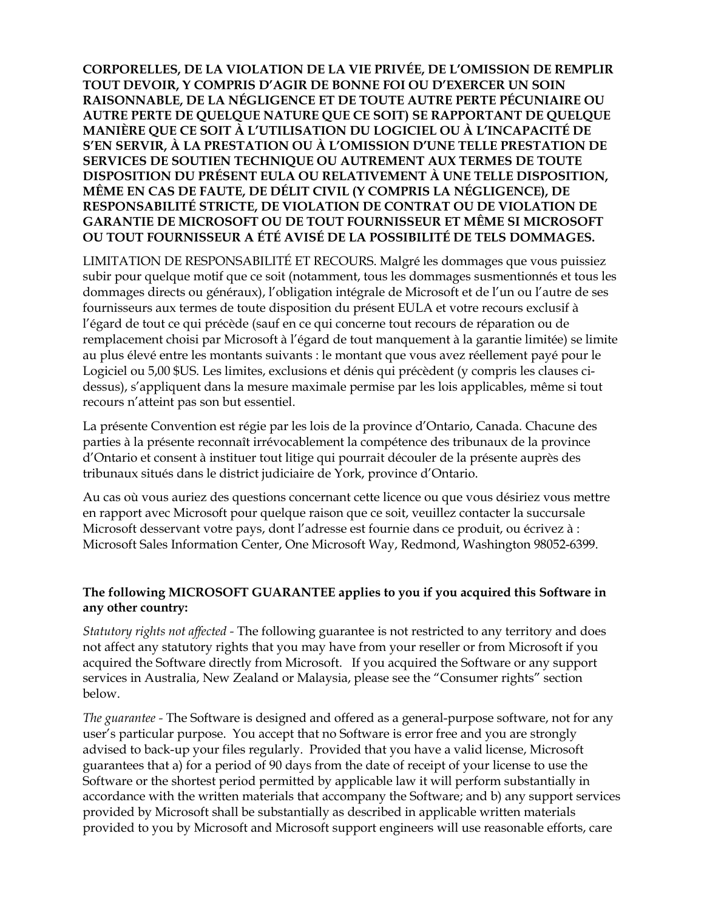**CORPORELLES, DE LA VIOLATION DE LA VIE PRIVÉE, DE L'OMISSION DE REMPLIR TOUT DEVOIR, Y COMPRIS D'AGIR DE BONNE FOI OU D'EXERCER UN SOIN RAISONNABLE, DE LA NÉGLIGENCE ET DE TOUTE AUTRE PERTE PÉCUNIAIRE OU AUTRE PERTE DE QUELQUE NATURE QUE CE SOIT) SE RAPPORTANT DE QUELQUE MANIÈRE QUE CE SOIT À L'UTILISATION DU LOGICIEL OU À L'INCAPACITÉ DE S'EN SERVIR, À LA PRESTATION OU À L'OMISSION D'UNE TELLE PRESTATION DE SERVICES DE SOUTIEN TECHNIQUE OU AUTREMENT AUX TERMES DE TOUTE DISPOSITION DU PRÉSENT EULA OU RELATIVEMENT À UNE TELLE DISPOSITION, MÊME EN CAS DE FAUTE, DE DÉLIT CIVIL (Y COMPRIS LA NÉGLIGENCE), DE RESPONSABILITÉ STRICTE, DE VIOLATION DE CONTRAT OU DE VIOLATION DE GARANTIE DE MICROSOFT OU DE TOUT FOURNISSEUR ET MÊME SI MICROSOFT OU TOUT FOURNISSEUR A ÉTÉ AVISÉ DE LA POSSIBILITÉ DE TELS DOMMAGES.**

LIMITATION DE RESPONSABILITÉ ET RECOURS. Malgré les dommages que vous puissiez subir pour quelque motif que ce soit (notamment, tous les dommages susmentionnés et tous les dommages directs ou généraux), l'obligation intégrale de Microsoft et de l'un ou l'autre de ses fournisseurs aux termes de toute disposition du présent EULA et votre recours exclusif à l'égard de tout ce qui précède (sauf en ce qui concerne tout recours de réparation ou de remplacement choisi par Microsoft à l'égard de tout manquement à la garantie limitée) se limite au plus élevé entre les montants suivants : le montant que vous avez réellement payé pour le Logiciel ou 5,00 $US. Les limites, exclusions et dénis qui précèdent (y compris les clauses ci-dessus), s'appliquent dans la mesure maximale permise par les lois applicables, même si tout recours n'atteint pas son but essentiel.

La présente Convention est régie par les lois de la province d'Ontario, Canada. Chacune des parties à la présente reconnaît irrévocablement la compétence des tribunaux de la province d'Ontario et consent à instituer tout litige qui pourrait découler de la présente auprès des tribunaux situés dans le district judiciaire de York, province d'Ontario.

Au cas où vous auriez des questions concernant cette licence ou que vous désiriez vous mettre en rapport avec Microsoft pour quelque raison que ce soit, veuillez contacter la succursale Microsoft desservant votre pays, dont l'adresse est fournie dans ce produit, ou écrivez à : Microsoft Sales Information Center, One Microsoft Way, Redmond, Washington 98052-6399.

**The following MICROSOFT GUARANTEE applies to you if you acquired this Software in any other country:**

*Statutory rights not affected* - The following guarantee is not restricted to any territory and does not affect any statutory rights that you may have from your reseller or from Microsoft if you acquired the Software directly from Microsoft. If you acquired the Software or any support services in Australia, New Zealand or Malaysia, please see the "Consumer rights" section below.

*The guarantee* - The Software is designed and offered as a general-purpose software, not for any user's particular purpose. You accept that no Software is error free and you are strongly advised to back-up your files regularly. Provided that you have a valid license, Microsoft guarantees that a) for a period of 90 days from the date of receipt of your license to use the Software or the shortest period permitted by applicable law it will perform substantially in accordance with the written materials that accompany the Software; and b) any support services provided by Microsoft shall be substantially as described in applicable written materials provided to you by Microsoft and Microsoft support engineers will use reasonable efforts, care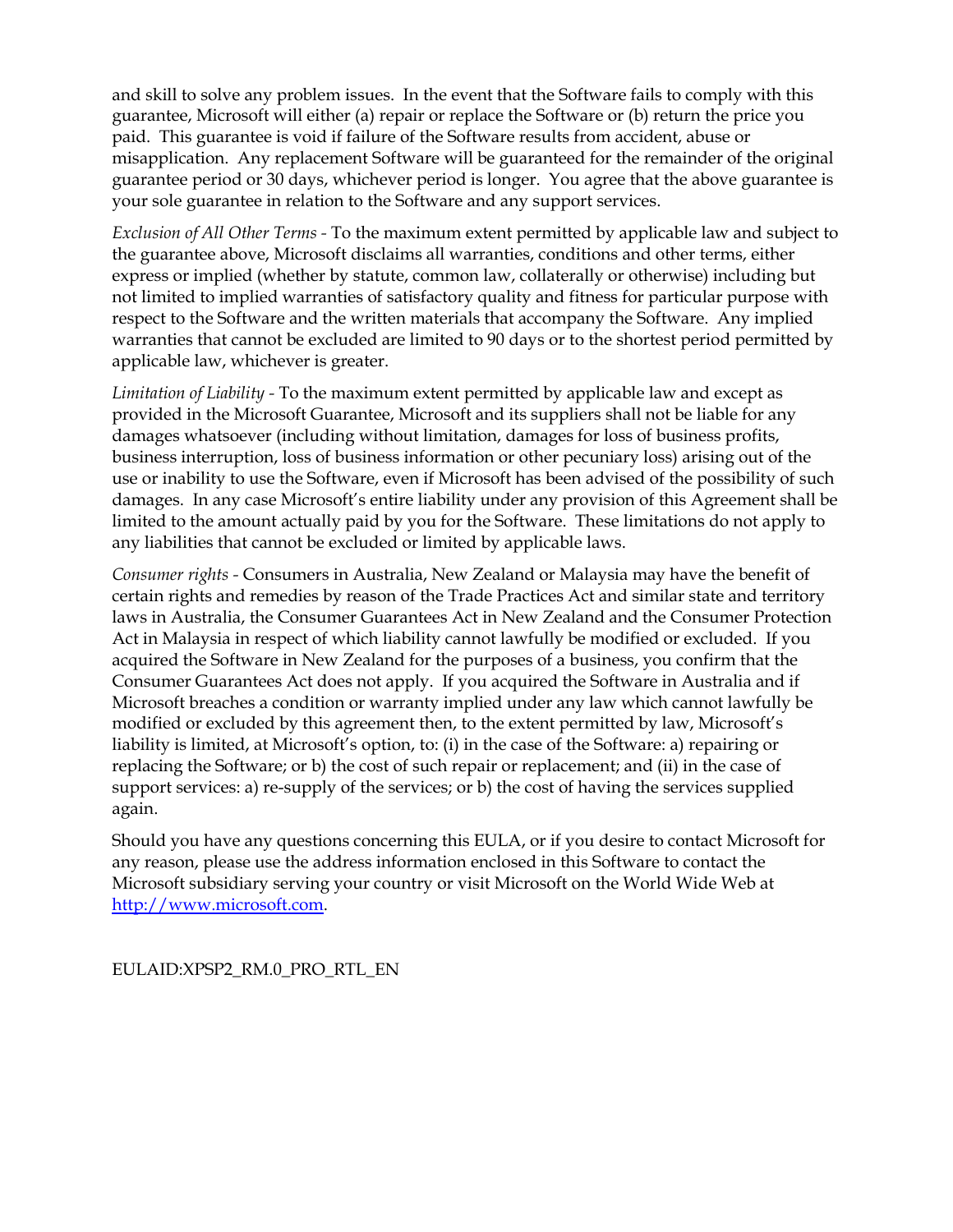and skill to solve any problem issues. In the event that the Software fails to comply with this guarantee, Microsoft will either (a) repair or replace the Software or (b) return the price you paid. This guarantee is void if failure of the Software results from accident, abuse or misapplication. Any replacement Software will be guaranteed for the remainder of the original guarantee period or 30 days, whichever period is longer. You agree that the above guarantee is your sole guarantee in relation to the Software and any support services.

*Exclusion of All Other Terms* - To the maximum extent permitted by applicable law and subject to the guarantee above, Microsoft disclaims all warranties, conditions and other terms, either express or implied (whether by statute, common law, collaterally or otherwise) including but not limited to implied warranties of satisfactory quality and fitness for particular purpose with respect to the Software and the written materials that accompany the Software. Any implied warranties that cannot be excluded are limited to 90 days or to the shortest period permitted by applicable law, whichever is greater.

*Limitation of Liability* - To the maximum extent permitted by applicable law and except as provided in the Microsoft Guarantee, Microsoft and its suppliers shall not be liable for any damages whatsoever (including without limitation, damages for loss of business profits, business interruption, loss of business information or other pecuniary loss) arising out of the use or inability to use the Software, even if Microsoft has been advised of the possibility of such damages. In any case Microsoft's entire liability under any provision of this Agreement shall be limited to the amount actually paid by you for the Software. These limitations do not apply to any liabilities that cannot be excluded or limited by applicable laws.

*Consumer rights* - Consumers in Australia, New Zealand or Malaysia may have the benefit of certain rights and remedies by reason of the Trade Practices Act and similar state and territory laws in Australia, the Consumer Guarantees Act in New Zealand and the Consumer Protection Act in Malaysia in respect of which liability cannot lawfully be modified or excluded. If you acquired the Software in New Zealand for the purposes of a business, you confirm that the Consumer Guarantees Act does not apply. If you acquired the Software in Australia and if Microsoft breaches a condition or warranty implied under any law which cannot lawfully be modified or excluded by this agreement then, to the extent permitted by law, Microsoft's liability is limited, at Microsoft's option, to: (i) in the case of the Software: a) repairing or replacing the Software; or b) the cost of such repair or replacement; and (ii) in the case of support services: a) re-supply of the services; or b) the cost of having the services supplied again.

Should you have any questions concerning this EULA, or if you desire to contact Microsoft for any reason, please use the address information enclosed in this Software to contact the Microsoft subsidiary serving your country or visit Microsoft on the World Wide Web at http://www.microsoft.com.

EULAID:XPSP2_RM.0_PRO_RTL_EN